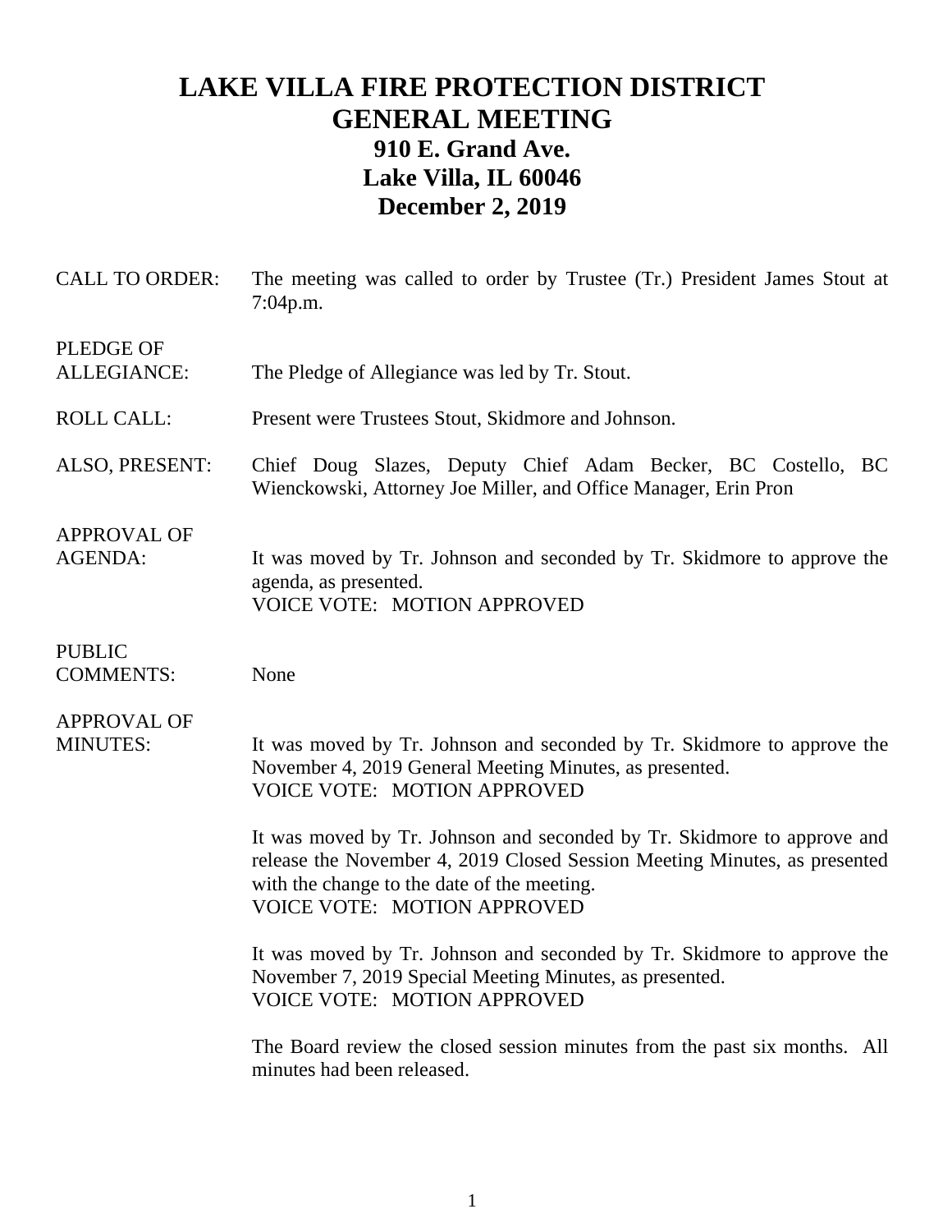# LAKE VILLA FIRE PROTECTION DISTRICT
# GENERAL MEETING
## 910 E. Grand Ave.
## Lake Villa, IL 60046
## December 2, 2019

**CALL TO ORDER:** The meeting was called to order by Trustee (Tr.) President James Stout at 7:04p.m.

**PLEDGE OF ALLEGIANCE:** The Pledge of Allegiance was led by Tr. Stout.

**ROLL CALL:** Present were Trustees Stout, Skidmore and Johnson.

**ALSO, PRESENT:** Chief Doug Slazes, Deputy Chief Adam Becker, BC Costello, BC Wienckowski, Attorney Joe Miller, and Office Manager, Erin Pron

**APPROVAL OF AGENDA:** It was moved by Tr. Johnson and seconded by Tr. Skidmore to approve the agenda, as presented.
VOICE VOTE: MOTION APPROVED

**PUBLIC COMMENTS:** None

**APPROVAL OF MINUTES:** It was moved by Tr. Johnson and seconded by Tr. Skidmore to approve the November 4, 2019 General Meeting Minutes, as presented.
VOICE VOTE: MOTION APPROVED

It was moved by Tr. Johnson and seconded by Tr. Skidmore to approve and release the November 4, 2019 Closed Session Meeting Minutes, as presented with the change to the date of the meeting.
VOICE VOTE: MOTION APPROVED

It was moved by Tr. Johnson and seconded by Tr. Skidmore to approve the November 7, 2019 Special Meeting Minutes, as presented.
VOICE VOTE: MOTION APPROVED

The Board review the closed session minutes from the past six months. All minutes had been released.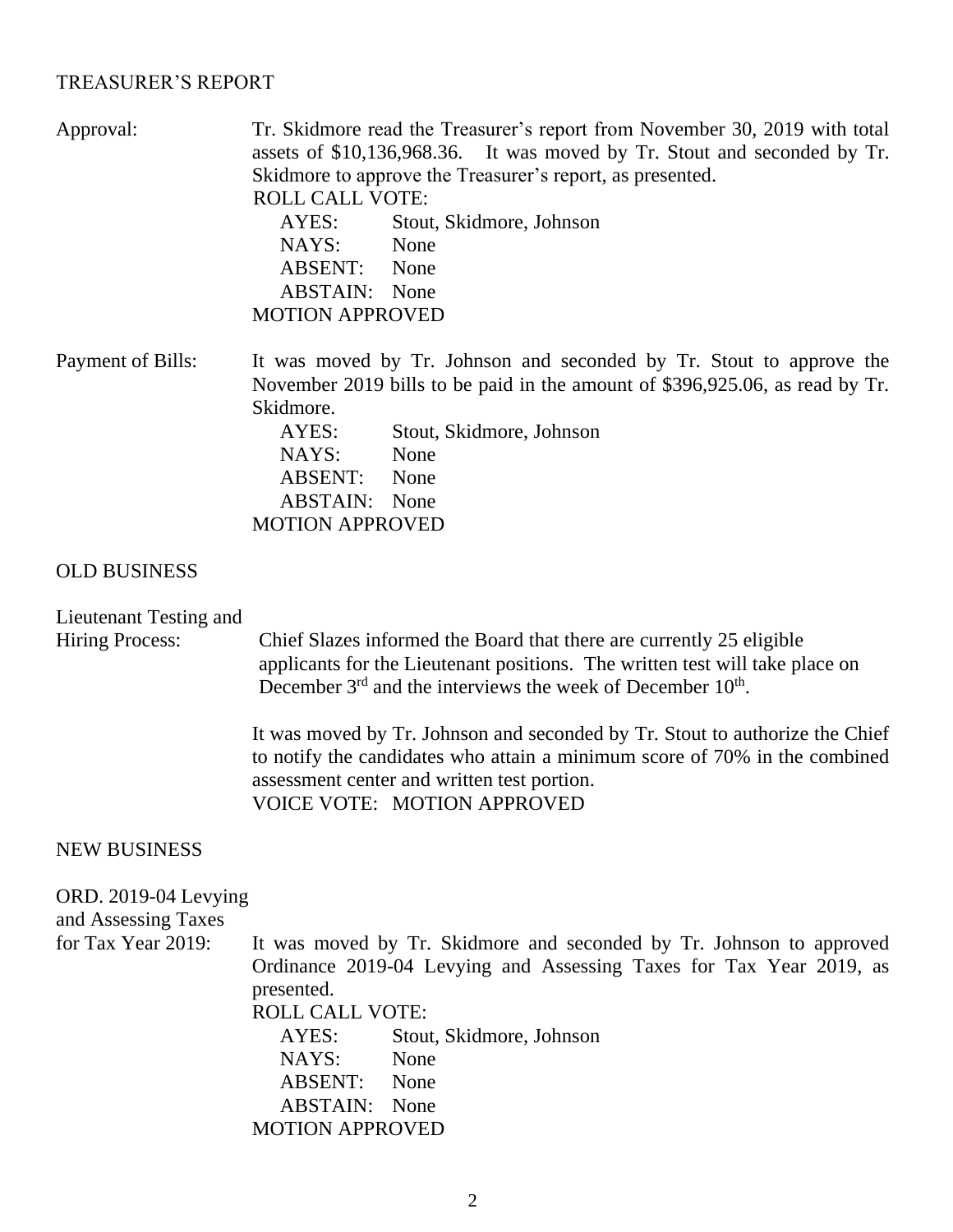## TREASURER'S REPORT

**Approval:** Tr. Skidmore read the Treasurer's report from November 30, 2019 with total assets of $10,136,968.36. It was moved by Tr. Stout and seconded by Tr. Skidmore to approve the Treasurer's report, as presented.

ROLL CALL VOTE:

AYES: Stout, Skidmore, Johnson
NAYS: None
ABSENT: None
ABSTAIN: None

MOTION APPROVED

**Payment of Bills:** It was moved by Tr. Johnson and seconded by Tr. Stout to approve the November 2019 bills to be paid in the amount of $396,925.06, as read by Tr. Skidmore.

AYES: Stout, Skidmore, Johnson
NAYS: None
ABSENT: None
ABSTAIN: None

MOTION APPROVED

## OLD BUSINESS

**Lieutenant Testing and Hiring Process:** Chief Slazes informed the Board that there are currently 25 eligible applicants for the Lieutenant positions. The written test will take place on December 3rd and the interviews the week of December 10th.

It was moved by Tr. Johnson and seconded by Tr. Stout to authorize the Chief to notify the candidates who attain a minimum score of 70% in the combined assessment center and written test portion.

VOICE VOTE: MOTION APPROVED

## NEW BUSINESS

**ORD. 2019-04 Levying and Assessing Taxes for Tax Year 2019:** It was moved by Tr. Skidmore and seconded by Tr. Johnson to approved Ordinance 2019-04 Levying and Assessing Taxes for Tax Year 2019, as presented.

ROLL CALL VOTE:

AYES: Stout, Skidmore, Johnson
NAYS: None
ABSENT: None
ABSTAIN: None

MOTION APPROVED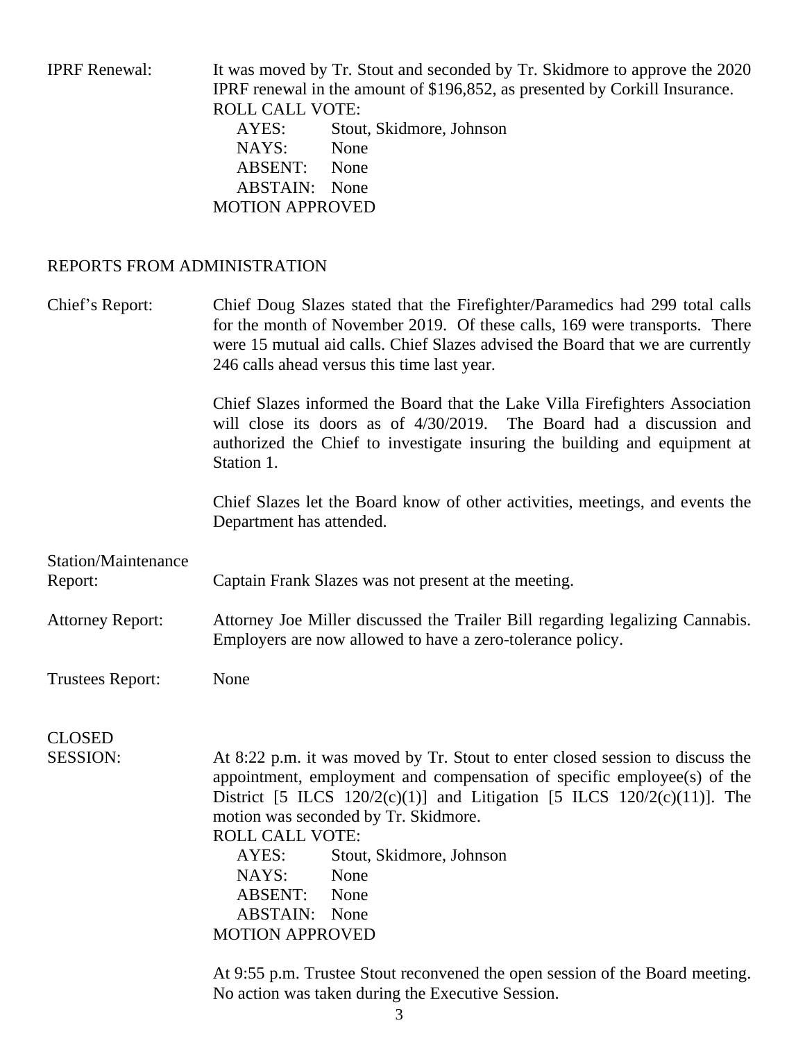**IPRF Renewal:** It was moved by Tr. Stout and seconded by Tr. Skidmore to approve the 2020 IPRF renewal in the amount of $196,852, as presented by Corkill Insurance.

ROLL CALL VOTE:

- AYES: Stout, Skidmore, Johnson
- NAYS: None
- ABSENT: None
- ABSTAIN: None

MOTION APPROVED

## REPORTS FROM ADMINISTRATION

**Chief's Report:** Chief Doug Slazes stated that the Firefighter/Paramedics had 299 total calls for the month of November 2019. Of these calls, 169 were transports. There were 15 mutual aid calls. Chief Slazes advised the Board that we are currently 246 calls ahead versus this time last year.

Chief Slazes informed the Board that the Lake Villa Firefighters Association will close its doors as of 4/30/2019. The Board had a discussion and authorized the Chief to investigate insuring the building and equipment at Station 1.

Chief Slazes let the Board know of other activities, meetings, and events the Department has attended.

**Station/Maintenance Report:** Captain Frank Slazes was not present at the meeting.

**Attorney Report:** Attorney Joe Miller discussed the Trailer Bill regarding legalizing Cannabis. Employers are now allowed to have a zero-tolerance policy.

**Trustees Report:** None

**CLOSED SESSION:** At 8:22 p.m. it was moved by Tr. Stout to enter closed session to discuss the appointment, employment and compensation of specific employee(s) of the District [5 ILCS 120/2(c)(1)] and Litigation [5 ILCS 120/2(c)(11)]. The motion was seconded by Tr. Skidmore.

ROLL CALL VOTE:

- AYES: Stout, Skidmore, Johnson
- NAYS: None
- ABSENT: None
- ABSTAIN: None

MOTION APPROVED

At 9:55 p.m. Trustee Stout reconvened the open session of the Board meeting. No action was taken during the Executive Session.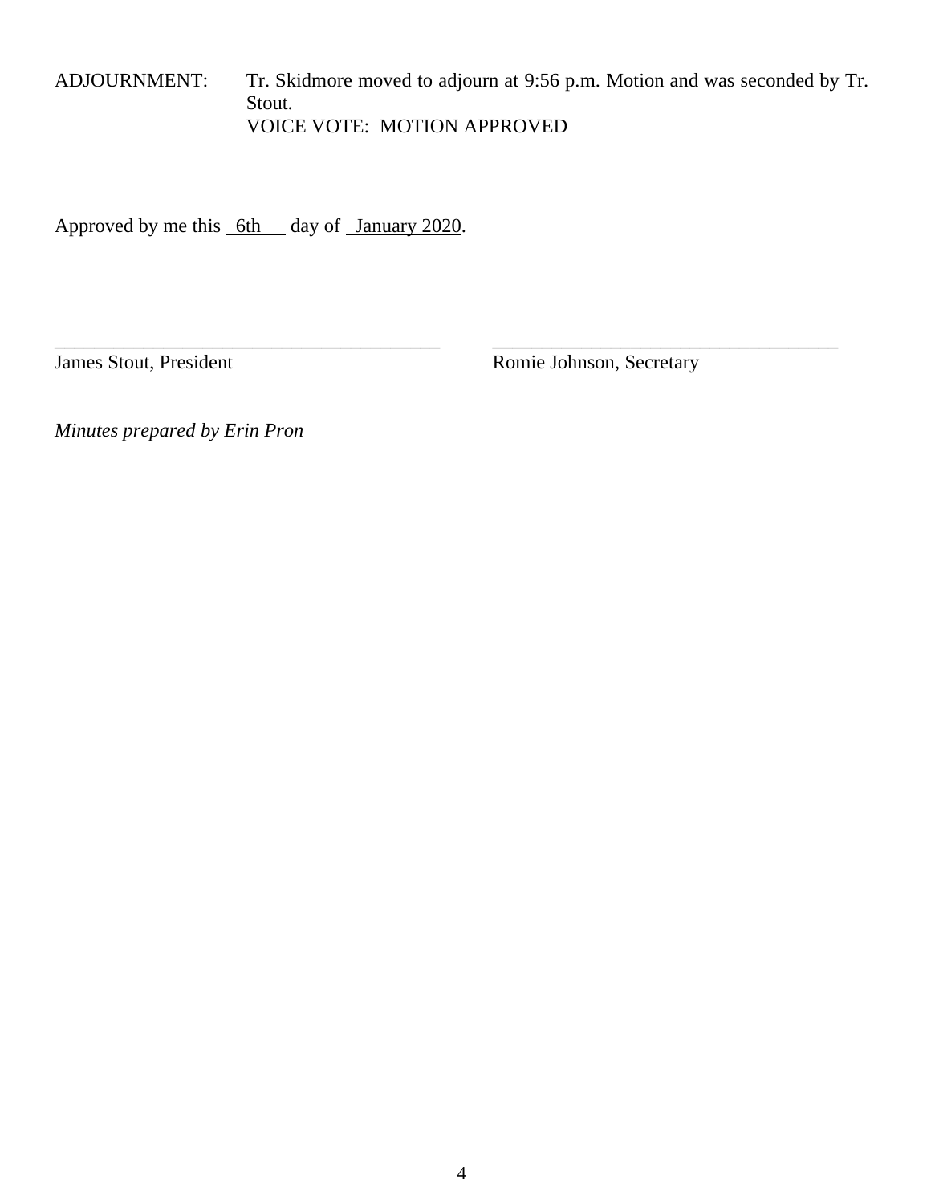ADJOURNMENT: Tr. Skidmore moved to adjourn at 9:56 p.m. Motion and was seconded by Tr. Stout.
VOICE VOTE: MOTION APPROVED

Approved by me this 6th day of January 2020.

\_\_\_\_\_\_\_\_\_\_\_\_\_\_\_\_\_\_\_\_\_\_\_\_\_\_\_\_\_\_\_\_\_\_\_\_\_\_\_\_
James Stout, President

\_\_\_\_\_\_\_\_\_\_\_\_\_\_\_\_\_\_\_\_\_\_\_\_\_\_\_\_\_\_\_\_\_\_\_\_\_\_
Romie Johnson, Secretary

*Minutes prepared by Erin Pron*